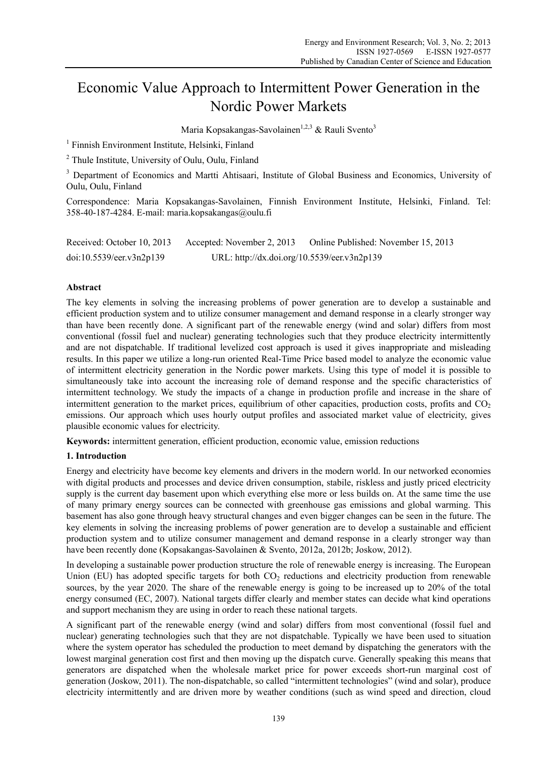# Economic Value Approach to Intermittent Power Generation in the Nordic Power Markets

Maria Kopsakangas-Savolainen[1,2,3] & Rauli Svento[3]

[1] Finnish Environment Institute, Helsinki, Finland

[2] Thule Institute, University of Oulu, Oulu, Finland

[3] Department of Economics and Martti Ahtisaari, Institute of Global Business and Economics, University of Oulu, Oulu, Finland

Correspondence: Maria Kopsakangas-Savolainen, Finnish Environment Institute, Helsinki, Finland. Tel: 358-40-187-4284. E-mail: maria.kopsakangas@oulu.fi

Received: October 10, 2013 Accepted: November 2, 2013 Online Published: November 15, 2013

doi:10.5539/eer.v3n2p139 URL: http://dx.doi.org/10.5539/eer.v3n2p139

## Abstract

The key elements in solving the increasing problems of power generation are to develop a sustainable and efficient production system and to utilize consumer management and demand response in a clearly stronger way than have been recently done. A significant part of the renewable energy (wind and solar) differs from most conventional (fossil fuel and nuclear) generating technologies such that they produce electricity intermittently and are not dispatchable. If traditional levelized cost approach is used it gives inappropriate and misleading results. In this paper we utilize a long-run oriented Real-Time Price based model to analyze the economic value of intermittent electricity generation in the Nordic power markets. Using this type of model it is possible to simultaneously take into account the increasing role of demand response and the specific characteristics of intermittent technology. We study the impacts of a change in production profile and increase in the share of intermittent generation to the market prices, equilibrium of other capacities, production costs, profits and $CO_2$ emissions. Our approach which uses hourly output profiles and associated market value of electricity, gives plausible economic values for electricity.

**Keywords:** intermittent generation, efficient production, economic value, emission reductions

## 1. Introduction

Energy and electricity have become key elements and drivers in the modern world. In our networked economies with digital products and processes and device driven consumption, stabile, riskless and justly priced electricity supply is the current day basement upon which everything else more or less builds on. At the same time the use of many primary energy sources can be connected with greenhouse gas emissions and global warming. This basement has also gone through heavy structural changes and even bigger changes can be seen in the future. The key elements in solving the increasing problems of power generation are to develop a sustainable and efficient production system and to utilize consumer management and demand response in a clearly stronger way than have been recently done (Kopsakangas-Savolainen & Svento, 2012a, 2012b; Joskow, 2012).

In developing a sustainable power production structure the role of renewable energy is increasing. The European Union (EU) has adopted specific targets for both $CO_2$ reductions and electricity production from renewable sources, by the year 2020. The share of the renewable energy is going to be increased up to 20% of the total energy consumed (EC, 2007). National targets differ clearly and member states can decide what kind operations and support mechanism they are using in order to reach these national targets.

A significant part of the renewable energy (wind and solar) differs from most conventional (fossil fuel and nuclear) generating technologies such that they are not dispatchable. Typically we have been used to situation where the system operator has scheduled the production to meet demand by dispatching the generators with the lowest marginal generation cost first and then moving up the dispatch curve. Generally speaking this means that generators are dispatched when the wholesale market price for power exceeds short-run marginal cost of generation (Joskow, 2011). The non-dispatchable, so called "intermittent technologies" (wind and solar), produce electricity intermittently and are driven more by weather conditions (such as wind speed and direction, cloud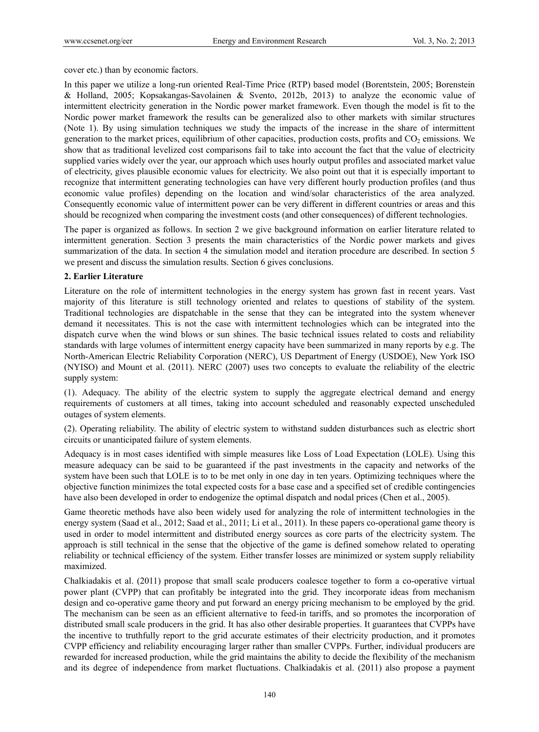cover etc.) than by economic factors.

In this paper we utilize a long-run oriented Real-Time Price (RTP) based model (Borentstein, 2005; Borenstein & Holland, 2005; Kopsakangas-Savolainen & Svento, 2012b, 2013) to analyze the economic value of intermittent electricity generation in the Nordic power market framework. Even though the model is fit to the Nordic power market framework the results can be generalized also to other markets with similar structures (Note 1). By using simulation techniques we study the impacts of the increase in the share of intermittent generation to the market prices, equilibrium of other capacities, production costs, profits and $CO_2$ emissions. We show that as traditional levelized cost comparisons fail to take into account the fact that the value of electricity supplied varies widely over the year, our approach which uses hourly output profiles and associated market value of electricity, gives plausible economic values for electricity. We also point out that it is especially important to recognize that intermittent generating technologies can have very different hourly production profiles (and thus economic value profiles) depending on the location and wind/solar characteristics of the area analyzed. Consequently economic value of intermittent power can be very different in different countries or areas and this should be recognized when comparing the investment costs (and other consequences) of different technologies.

The paper is organized as follows. In section 2 we give background information on earlier literature related to intermittent generation. Section 3 presents the main characteristics of the Nordic power markets and gives summarization of the data. In section 4 the simulation model and iteration procedure are described. In section 5 we present and discuss the simulation results. Section 6 gives conclusions.

## 2. Earlier Literature

Literature on the role of intermittent technologies in the energy system has grown fast in recent years. Vast majority of this literature is still technology oriented and relates to questions of stability of the system. Traditional technologies are dispatchable in the sense that they can be integrated into the system whenever demand it necessitates. This is not the case with intermittent technologies which can be integrated into the dispatch curve when the wind blows or sun shines. The basic technical issues related to costs and reliability standards with large volumes of intermittent energy capacity have been summarized in many reports by e.g. The North-American Electric Reliability Corporation (NERC), US Department of Energy (USDOE), New York ISO (NYISO) and Mount et al. (2011). NERC (2007) uses two concepts to evaluate the reliability of the electric supply system:

(1). Adequacy. The ability of the electric system to supply the aggregate electrical demand and energy requirements of customers at all times, taking into account scheduled and reasonably expected unscheduled outages of system elements.

(2). Operating reliability. The ability of electric system to withstand sudden disturbances such as electric short circuits or unanticipated failure of system elements.

Adequacy is in most cases identified with simple measures like Loss of Load Expectation (LOLE). Using this measure adequacy can be said to be guaranteed if the past investments in the capacity and networks of the system have been such that LOLE is to to be met only in one day in ten years. Optimizing techniques where the objective function minimizes the total expected costs for a base case and a specified set of credible contingencies have also been developed in order to endogenize the optimal dispatch and nodal prices (Chen et al., 2005).

Game theoretic methods have also been widely used for analyzing the role of intermittent technologies in the energy system (Saad et al., 2012; Saad et al., 2011; Li et al., 2011). In these papers co-operational game theory is used in order to model intermittent and distributed energy sources as core parts of the electricity system. The approach is still technical in the sense that the objective of the game is defined somehow related to operating reliability or technical efficiency of the system. Either transfer losses are minimized or system supply reliability maximized.

Chalkiadakis et al. (2011) propose that small scale producers coalesce together to form a co-operative virtual power plant (CVPP) that can profitably be integrated into the grid. They incorporate ideas from mechanism design and co-operative game theory and put forward an energy pricing mechanism to be employed by the grid. The mechanism can be seen as an efficient alternative to feed-in tariffs, and so promotes the incorporation of distributed small scale producers in the grid. It has also other desirable properties. It guarantees that CVPPs have the incentive to truthfully report to the grid accurate estimates of their electricity production, and it promotes CVPP efficiency and reliability encouraging larger rather than smaller CVPPs. Further, individual producers are rewarded for increased production, while the grid maintains the ability to decide the flexibility of the mechanism and its degree of independence from market fluctuations. Chalkiadakis et al. (2011) also propose a payment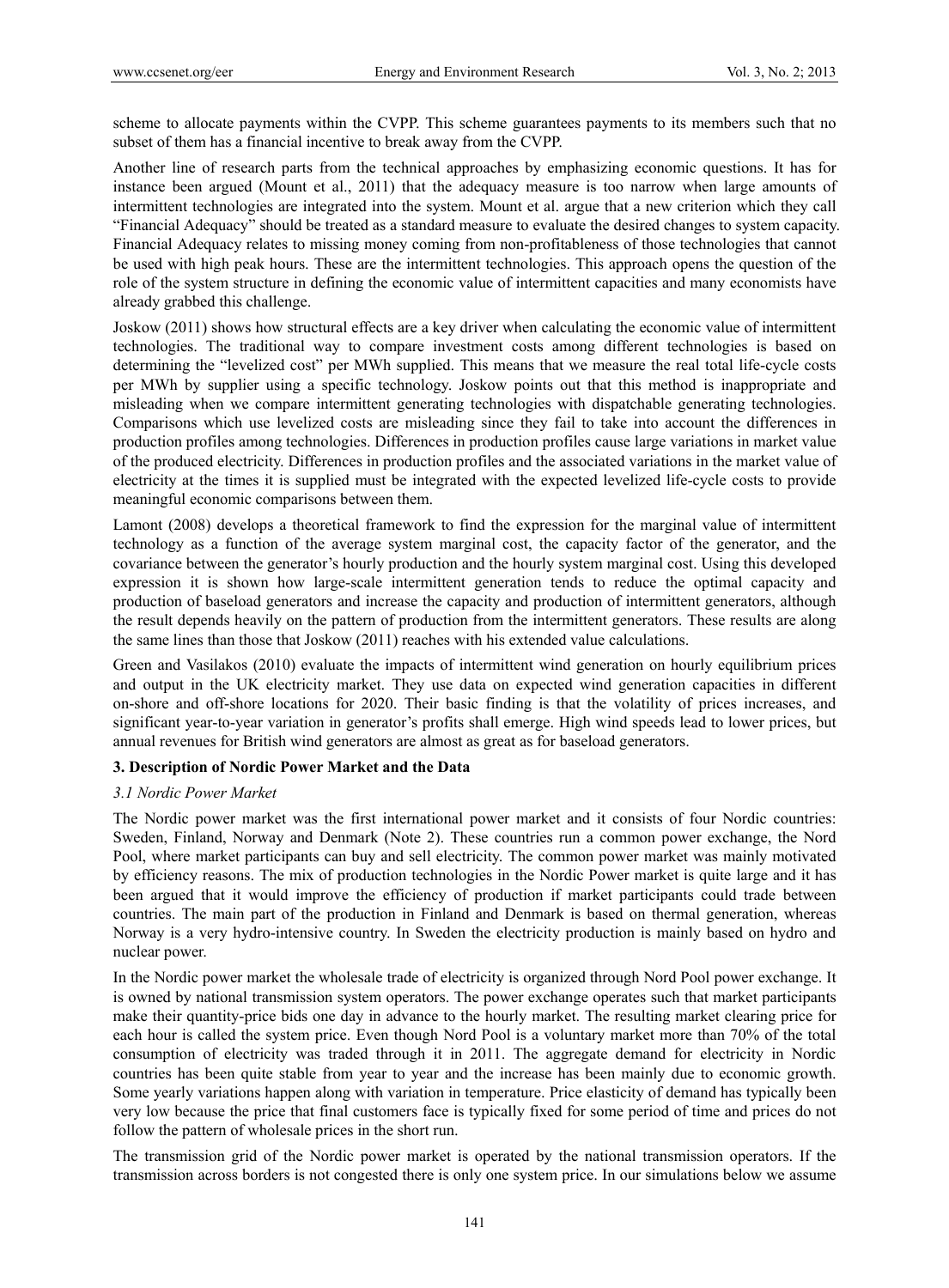scheme to allocate payments within the CVPP. This scheme guarantees payments to its members such that no subset of them has a financial incentive to break away from the CVPP.

Another line of research parts from the technical approaches by emphasizing economic questions. It has for instance been argued (Mount et al., 2011) that the adequacy measure is too narrow when large amounts of intermittent technologies are integrated into the system. Mount et al. argue that a new criterion which they call "Financial Adequacy" should be treated as a standard measure to evaluate the desired changes to system capacity. Financial Adequacy relates to missing money coming from non-profitableness of those technologies that cannot be used with high peak hours. These are the intermittent technologies. This approach opens the question of the role of the system structure in defining the economic value of intermittent capacities and many economists have already grabbed this challenge.

Joskow (2011) shows how structural effects are a key driver when calculating the economic value of intermittent technologies. The traditional way to compare investment costs among different technologies is based on determining the "levelized cost" per MWh supplied. This means that we measure the real total life-cycle costs per MWh by supplier using a specific technology. Joskow points out that this method is inappropriate and misleading when we compare intermittent generating technologies with dispatchable generating technologies. Comparisons which use levelized costs are misleading since they fail to take into account the differences in production profiles among technologies. Differences in production profiles cause large variations in market value of the produced electricity. Differences in production profiles and the associated variations in the market value of electricity at the times it is supplied must be integrated with the expected levelized life-cycle costs to provide meaningful economic comparisons between them.

Lamont (2008) develops a theoretical framework to find the expression for the marginal value of intermittent technology as a function of the average system marginal cost, the capacity factor of the generator, and the covariance between the generator's hourly production and the hourly system marginal cost. Using this developed expression it is shown how large-scale intermittent generation tends to reduce the optimal capacity and production of baseload generators and increase the capacity and production of intermittent generators, although the result depends heavily on the pattern of production from the intermittent generators. These results are along the same lines than those that Joskow (2011) reaches with his extended value calculations.

Green and Vasilakos (2010) evaluate the impacts of intermittent wind generation on hourly equilibrium prices and output in the UK electricity market. They use data on expected wind generation capacities in different on-shore and off-shore locations for 2020. Their basic finding is that the volatility of prices increases, and significant year-to-year variation in generator's profits shall emerge. High wind speeds lead to lower prices, but annual revenues for British wind generators are almost as great as for baseload generators.

## 3. Description of Nordic Power Market and the Data

### *3.1 Nordic Power Market*

The Nordic power market was the first international power market and it consists of four Nordic countries: Sweden, Finland, Norway and Denmark (Note 2). These countries run a common power exchange, the Nord Pool, where market participants can buy and sell electricity. The common power market was mainly motivated by efficiency reasons. The mix of production technologies in the Nordic Power market is quite large and it has been argued that it would improve the efficiency of production if market participants could trade between countries. The main part of the production in Finland and Denmark is based on thermal generation, whereas Norway is a very hydro-intensive country. In Sweden the electricity production is mainly based on hydro and nuclear power.

In the Nordic power market the wholesale trade of electricity is organized through Nord Pool power exchange. It is owned by national transmission system operators. The power exchange operates such that market participants make their quantity-price bids one day in advance to the hourly market. The resulting market clearing price for each hour is called the system price. Even though Nord Pool is a voluntary market more than 70% of the total consumption of electricity was traded through it in 2011. The aggregate demand for electricity in Nordic countries has been quite stable from year to year and the increase has been mainly due to economic growth. Some yearly variations happen along with variation in temperature. Price elasticity of demand has typically been very low because the price that final customers face is typically fixed for some period of time and prices do not follow the pattern of wholesale prices in the short run.

The transmission grid of the Nordic power market is operated by the national transmission operators. If the transmission across borders is not congested there is only one system price. In our simulations below we assume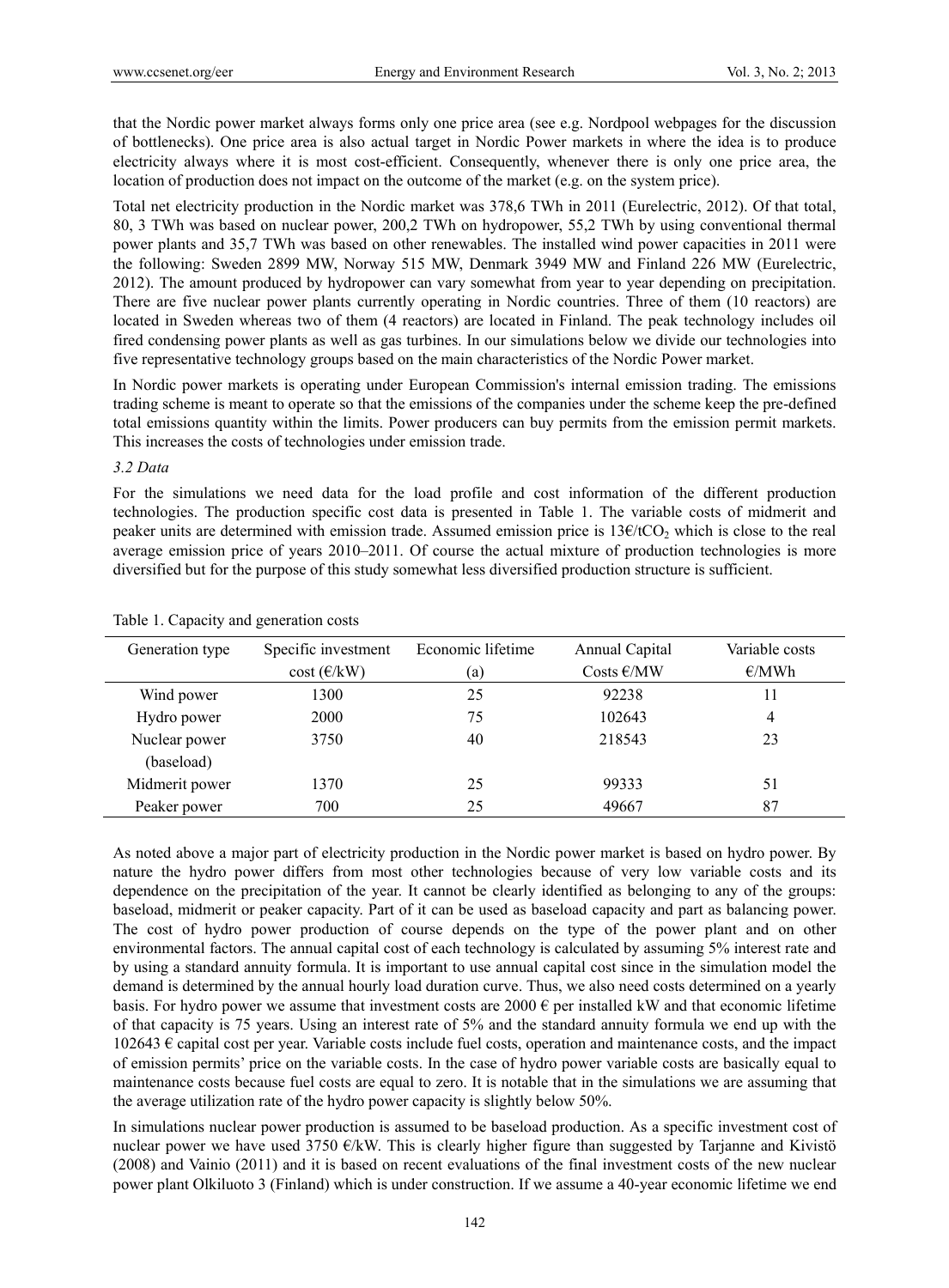that the Nordic power market always forms only one price area (see e.g. Nordpool webpages for the discussion of bottlenecks). One price area is also actual target in Nordic Power markets in where the idea is to produce electricity always where it is most cost-efficient. Consequently, whenever there is only one price area, the location of production does not impact on the outcome of the market (e.g. on the system price).

Total net electricity production in the Nordic market was 378,6 TWh in 2011 (Eurelectric, 2012). Of that total, 80, 3 TWh was based on nuclear power, 200,2 TWh on hydropower, 55,2 TWh by using conventional thermal power plants and 35,7 TWh was based on other renewables. The installed wind power capacities in 2011 were the following: Sweden 2899 MW, Norway 515 MW, Denmark 3949 MW and Finland 226 MW (Eurelectric, 2012). The amount produced by hydropower can vary somewhat from year to year depending on precipitation. There are five nuclear power plants currently operating in Nordic countries. Three of them (10 reactors) are located in Sweden whereas two of them (4 reactors) are located in Finland. The peak technology includes oil fired condensing power plants as well as gas turbines. In our simulations below we divide our technologies into five representative technology groups based on the main characteristics of the Nordic Power market.

In Nordic power markets is operating under European Commission's internal emission trading. The emissions trading scheme is meant to operate so that the emissions of the companies under the scheme keep the pre-defined total emissions quantity within the limits. Power producers can buy permits from the emission permit markets. This increases the costs of technologies under emission trade.

### 3.2 Data

For the simulations we need data for the load profile and cost information of the different production technologies. The production specific cost data is presented in Table 1. The variable costs of midmerit and peaker units are determined with emission trade. Assumed emission price is 13€/t$CO_2$ which is close to the real average emission price of years 2010–2011. Of course the actual mixture of production technologies is more diversified but for the purpose of this study somewhat less diversified production structure is sufficient.

Table 1. Capacity and generation costs

| Generation type | Specific investment cost (€/kW) | Economic lifetime (a) | Annual Capital Costs €/MW | Variable costs €/MWh |
|---|---|---|---|---|
| Wind power | 1300 | 25 | 92238 | 11 |
| Hydro power | 2000 | 75 | 102643 | 4 |
| Nuclear power (baseload) | 3750 | 40 | 218543 | 23 |
| Midmerit power | 1370 | 25 | 99333 | 51 |
| Peaker power | 700 | 25 | 49667 | 87 |

As noted above a major part of electricity production in the Nordic power market is based on hydro power. By nature the hydro power differs from most other technologies because of very low variable costs and its dependence on the precipitation of the year. It cannot be clearly identified as belonging to any of the groups: baseload, midmerit or peaker capacity. Part of it can be used as baseload capacity and part as balancing power. The cost of hydro power production of course depends on the type of the power plant and on other environmental factors. The annual capital cost of each technology is calculated by assuming 5% interest rate and by using a standard annuity formula. It is important to use annual capital cost since in the simulation model the demand is determined by the annual hourly load duration curve. Thus, we also need costs determined on a yearly basis. For hydro power we assume that investment costs are 2000 € per installed kW and that economic lifetime of that capacity is 75 years. Using an interest rate of 5% and the standard annuity formula we end up with the 102643 € capital cost per year. Variable costs include fuel costs, operation and maintenance costs, and the impact of emission permits' price on the variable costs. In the case of hydro power variable costs are basically equal to maintenance costs because fuel costs are equal to zero. It is notable that in the simulations we are assuming that the average utilization rate of the hydro power capacity is slightly below 50%.

In simulations nuclear power production is assumed to be baseload production. As a specific investment cost of nuclear power we have used 3750 €/kW. This is clearly higher figure than suggested by Tarjanne and Kivistö (2008) and Vainio (2011) and it is based on recent evaluations of the final investment costs of the new nuclear power plant Olkiluoto 3 (Finland) which is under construction. If we assume a 40-year economic lifetime we end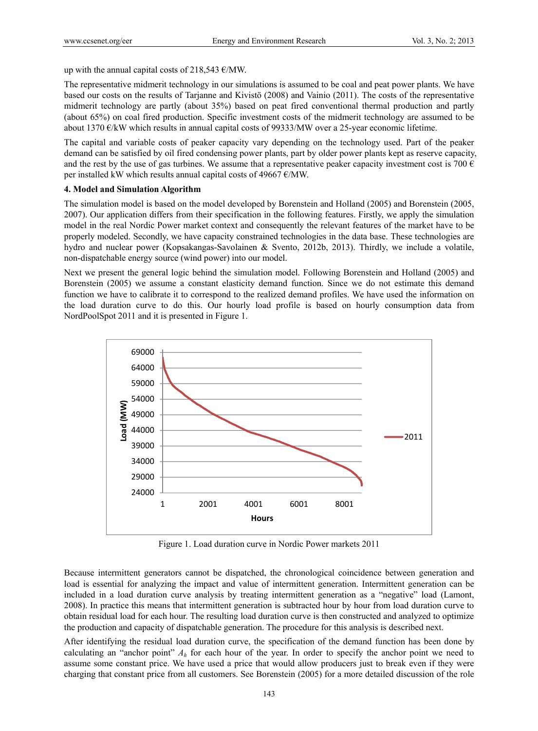up with the annual capital costs of 218,543 €/MW.

The representative midmerit technology in our simulations is assumed to be coal and peat power plants. We have based our costs on the results of Tarjanne and Kivistö (2008) and Vainio (2011). The costs of the representative midmerit technology are partly (about 35%) based on peat fired conventional thermal production and partly (about 65%) on coal fired production. Specific investment costs of the midmerit technology are assumed to be about 1370 €/kW which results in annual capital costs of 99333/MW over a 25-year economic lifetime.

The capital and variable costs of peaker capacity vary depending on the technology used. Part of the peaker demand can be satisfied by oil fired condensing power plants, part by older power plants kept as reserve capacity, and the rest by the use of gas turbines. We assume that a representative peaker capacity investment cost is 700 € per installed kW which results annual capital costs of 49667 €/MW.

**4. Model and Simulation Algorithm**

The simulation model is based on the model developed by Borenstein and Holland (2005) and Borenstein (2005, 2007). Our application differs from their specification in the following features. Firstly, we apply the simulation model in the real Nordic Power market context and consequently the relevant features of the market have to be properly modeled. Secondly, we have capacity constrained technologies in the data base. These technologies are hydro and nuclear power (Kopsakangas-Savolainen & Svento, 2012b, 2013). Thirdly, we include a volatile, non-dispatchable energy source (wind power) into our model.

Next we present the general logic behind the simulation model. Following Borenstein and Holland (2005) and Borenstein (2005) we assume a constant elasticity demand function. Since we do not estimate this demand function we have to calibrate it to correspond to the realized demand profiles. We have used the information on the load duration curve to do this. Our hourly load profile is based on hourly consumption data from NordPoolSpot 2011 and it is presented in Figure 1.

Figure 1. Load duration curve in Nordic Power markets 2011

Because intermittent generators cannot be dispatched, the chronological coincidence between generation and load is essential for analyzing the impact and value of intermittent generation. Intermittent generation can be included in a load duration curve analysis by treating intermittent generation as a "negative" load (Lamont, 2008). In practice this means that intermittent generation is subtracted hour by hour from load duration curve to obtain residual load for each hour. The resulting load duration curve is then constructed and analyzed to optimize the production and capacity of dispatchable generation. The procedure for this analysis is described next.

After identifying the residual load duration curve, the specification of the demand function has been done by calculating an "anchor point" $A_h$ for each hour of the year. In order to specify the anchor point we need to assume some constant price. We have used a price that would allow producers just to break even if they were charging that constant price from all customers. See Borenstein (2005) for a more detailed discussion of the role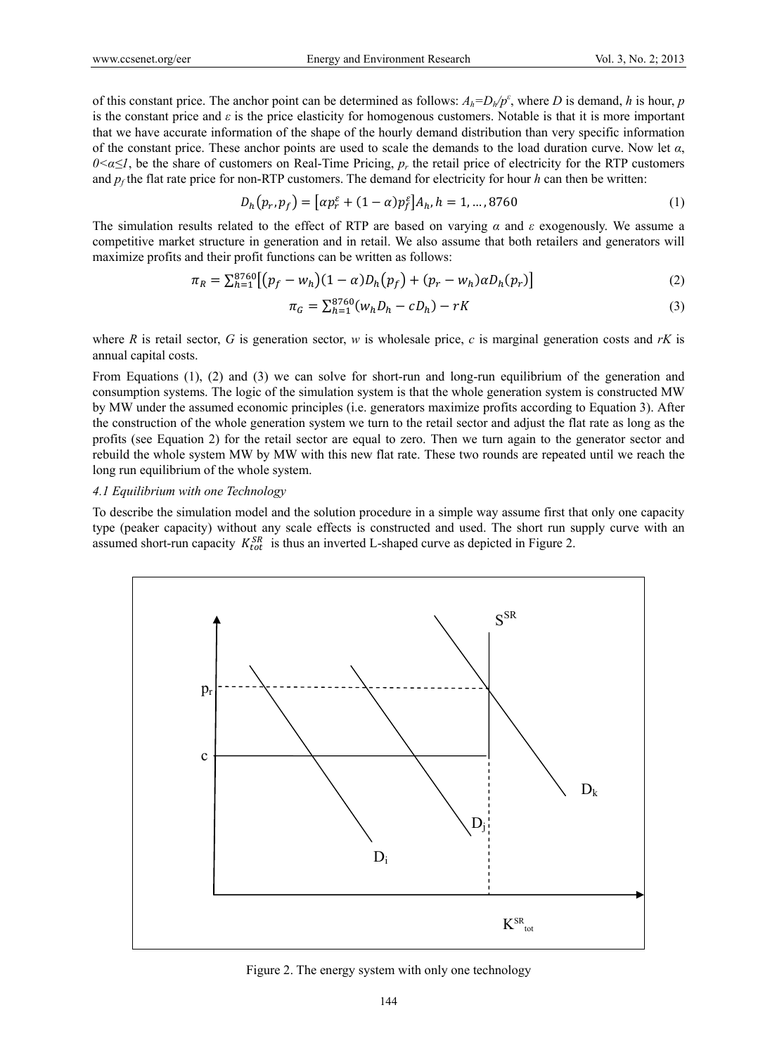of this constant price. The anchor point can be determined as follows: $A_h=D_h/p^{\varepsilon}$, where $D$ is demand, $h$ is hour, $p$ is the constant price and $\varepsilon$ is the price elasticity for homogenous customers. Notable is that it is more important that we have accurate information of the shape of the hourly demand distribution than very specific information of the constant price. These anchor points are used to scale the demands to the load duration curve. Now let $\alpha$, $0<\alpha\leq 1$, be the share of customers on Real-Time Pricing, $p_r$ the retail price of electricity for the RTP customers and $p_f$ the flat rate price for non-RTP customers. The demand for electricity for hour $h$ can then be written:

$$D_h(p_r, p_f) = [\alpha p_r^{\varepsilon} + (1-\alpha)p_f^{\varepsilon}]A_h, h = 1, \ldots, 8760 \tag{1}$$

The simulation results related to the effect of RTP are based on varying $\alpha$ and $\varepsilon$ exogenously. We assume a competitive market structure in generation and in retail. We also assume that both retailers and generators will maximize profits and their profit functions can be written as follows:

$$\pi_R = \sum_{h=1}^{8760}[(p_f - w_h)(1-\alpha)D_h(p_f) + (p_r - w_h)\alpha D_h(p_r)] \tag{2}$$

$$\pi_G = \sum_{h=1}^{8760}(w_h D_h - cD_h) - rK \tag{3}$$

where $R$ is retail sector, $G$ is generation sector, $w$ is wholesale price, $c$ is marginal generation costs and $rK$ is annual capital costs.

From Equations (1), (2) and (3) we can solve for short-run and long-run equilibrium of the generation and consumption systems. The logic of the simulation system is that the whole generation system is constructed MW by MW under the assumed economic principles (i.e. generators maximize profits according to Equation 3). After the construction of the whole generation system we turn to the retail sector and adjust the flat rate as long as the profits (see Equation 2) for the retail sector are equal to zero. Then we turn again to the generator sector and rebuild the whole system MW by MW with this new flat rate. These two rounds are repeated until we reach the long run equilibrium of the whole system.

### 4.1 Equilibrium with one Technology

To describe the simulation model and the solution procedure in a simple way assume first that only one capacity type (peaker capacity) without any scale effects is constructed and used. The short run supply curve with an assumed short-run capacity $K_{tot}^{SR}$ is thus an inverted L-shaped curve as depicted in Figure 2.

Figure 2. The energy system with only one technology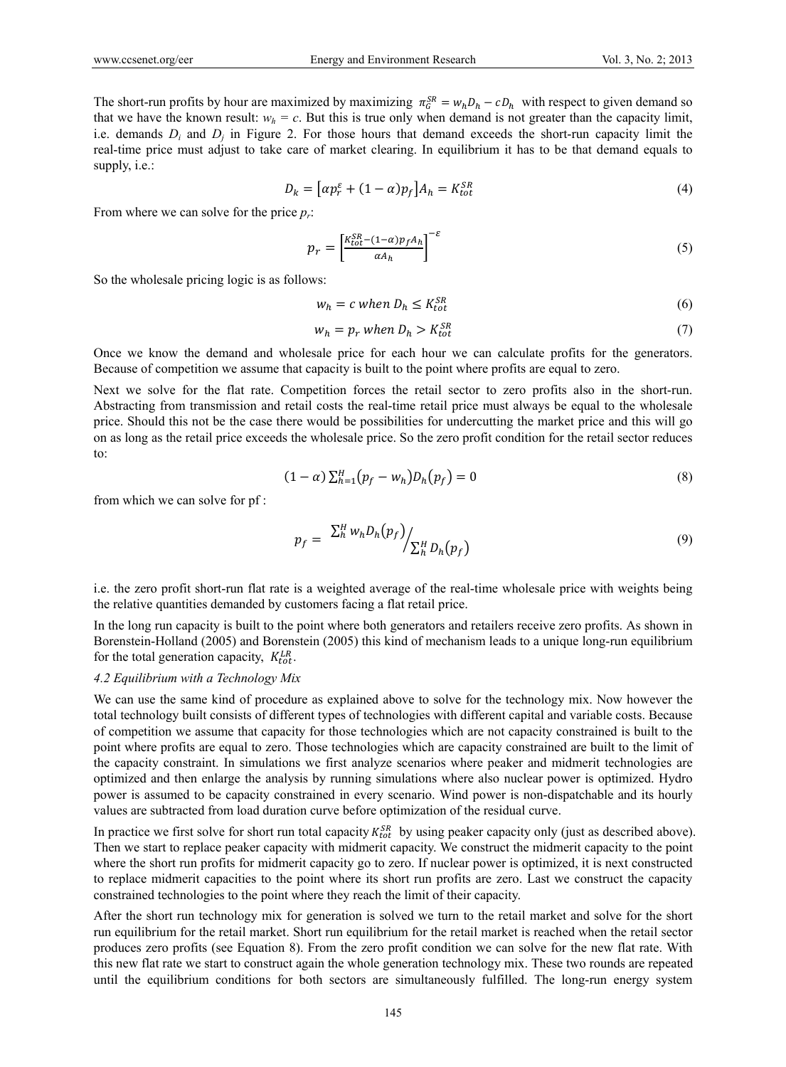The short-run profits by hour are maximized by maximizing $\pi_G^{SR} = w_h D_h - cD_h$ with respect to given demand so that we have the known result: $w_h = c$. But this is true only when demand is not greater than the capacity limit, i.e. demands $D_i$ and $D_j$ in Figure 2. For those hours that demand exceeds the short-run capacity limit the real-time price must adjust to take care of market clearing. In equilibrium it has to be that demand equals to supply, i.e.:

$$D_k = \left[\alpha p_r^{\varepsilon} + (1-\alpha)p_f\right]A_h = K_{tot}^{SR} \tag{4}$$

From where we can solve for the price $p_r$:

$$p_r = \left[\frac{K_{tot}^{SR} - (1-\alpha)p_f A_h}{\alpha A_h}\right]^{-\varepsilon} \tag{5}$$

So the wholesale pricing logic is as follows:

$$w_h = c \text{ when } D_h \leq K_{tot}^{SR} \tag{6}$$

$$w_h = p_r \text{ when } D_h > K_{tot}^{SR} \tag{7}$$

Once we know the demand and wholesale price for each hour we can calculate profits for the generators. Because of competition we assume that capacity is built to the point where profits are equal to zero.

Next we solve for the flat rate. Competition forces the retail sector to zero profits also in the short-run. Abstracting from transmission and retail costs the real-time retail price must always be equal to the wholesale price. Should this not be the case there would be possibilities for undercutting the market price and this will go on as long as the retail price exceeds the wholesale price. So the zero profit condition for the retail sector reduces to:

$$(1-\alpha)\sum_{h=1}^{H}\left(p_f - w_h\right)D_h\left(p_f\right) = 0 \tag{8}$$

from which we can solve for pf :

$$p_f = \sum_h^H w_h D_h\left(p_f\right) \Big/ \sum_h^H D_h\left(p_f\right) \tag{9}$$

i.e. the zero profit short-run flat rate is a weighted average of the real-time wholesale price with weights being the relative quantities demanded by customers facing a flat retail price.

In the long run capacity is built to the point where both generators and retailers receive zero profits. As shown in Borenstein-Holland (2005) and Borenstein (2005) this kind of mechanism leads to a unique long-run equilibrium for the total generation capacity, $K_{tot}^{LR}$.

#### *4.2 Equilibrium with a Technology Mix*

We can use the same kind of procedure as explained above to solve for the technology mix. Now however the total technology built consists of different types of technologies with different capital and variable costs. Because of competition we assume that capacity for those technologies which are not capacity constrained is built to the point where profits are equal to zero. Those technologies which are capacity constrained are built to the limit of the capacity constraint. In simulations we first analyze scenarios where peaker and midmerit technologies are optimized and then enlarge the analysis by running simulations where also nuclear power is optimized. Hydro power is assumed to be capacity constrained in every scenario. Wind power is non-dispatchable and its hourly values are subtracted from load duration curve before optimization of the residual curve.

In practice we first solve for short run total capacity $K_{tot}^{SR}$ by using peaker capacity only (just as described above). Then we start to replace peaker capacity with midmerit capacity. We construct the midmerit capacity to the point where the short run profits for midmerit capacity go to zero. If nuclear power is optimized, it is next constructed to replace midmerit capacities to the point where its short run profits are zero. Last we construct the capacity constrained technologies to the point where they reach the limit of their capacity.

After the short run technology mix for generation is solved we turn to the retail market and solve for the short run equilibrium for the retail market. Short run equilibrium for the retail market is reached when the retail sector produces zero profits (see Equation 8). From the zero profit condition we can solve for the new flat rate. With this new flat rate we start to construct again the whole generation technology mix. These two rounds are repeated until the equilibrium conditions for both sectors are simultaneously fulfilled. The long-run energy system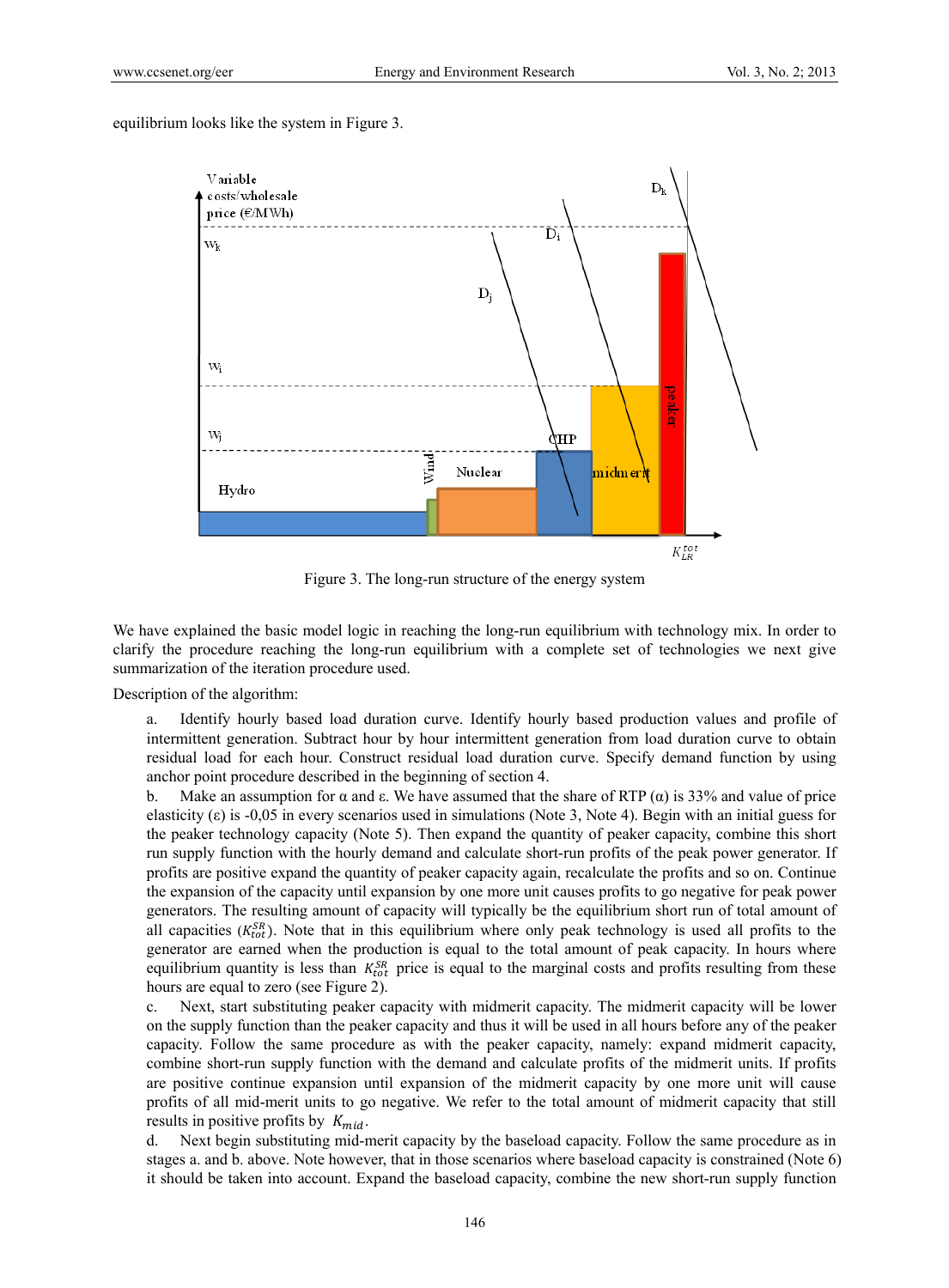equilibrium looks like the system in Figure 3.

Figure 3. The long-run structure of the energy system

We have explained the basic model logic in reaching the long-run equilibrium with technology mix. In order to clarify the procedure reaching the long-run equilibrium with a complete set of technologies we next give summarization of the iteration procedure used.

Description of the algorithm:

a. Identify hourly based load duration curve. Identify hourly based production values and profile of intermittent generation. Subtract hour by hour intermittent generation from load duration curve to obtain residual load for each hour. Construct residual load duration curve. Specify demand function by using anchor point procedure described in the beginning of section 4.

b. Make an assumption for α and ε. We have assumed that the share of RTP (α) is 33% and value of price elasticity (ε) is -0,05 in every scenarios used in simulations (Note 3, Note 4). Begin with an initial guess for the peaker technology capacity (Note 5). Then expand the quantity of peaker capacity, combine this short run supply function with the hourly demand and calculate short-run profits of the peak power generator. If profits are positive expand the quantity of peaker capacity again, recalculate the profits and so on. Continue the expansion of the capacity until expansion by one more unit causes profits to go negative for peak power generators. The resulting amount of capacity will typically be the equilibrium short run of total amount of all capacities ($K_{tot}^{SR}$). Note that in this equilibrium where only peak technology is used all profits to the generator are earned when the production is equal to the total amount of peak capacity. In hours where equilibrium quantity is less than $K_{tot}^{SR}$ price is equal to the marginal costs and profits resulting from these hours are equal to zero (see Figure 2).

c. Next, start substituting peaker capacity with midmerit capacity. The midmerit capacity will be lower on the supply function than the peaker capacity and thus it will be used in all hours before any of the peaker capacity. Follow the same procedure as with the peaker capacity, namely: expand midmerit capacity, combine short-run supply function with the demand and calculate profits of the midmerit units. If profits are positive continue expansion until expansion of the midmerit capacity by one more unit will cause profits of all mid-merit units to go negative. We refer to the total amount of midmerit capacity that still results in positive profits by $K_{mid}$.

d. Next begin substituting mid-merit capacity by the baseload capacity. Follow the same procedure as in stages a. and b. above. Note however, that in those scenarios where baseload capacity is constrained (Note 6) it should be taken into account. Expand the baseload capacity, combine the new short-run supply function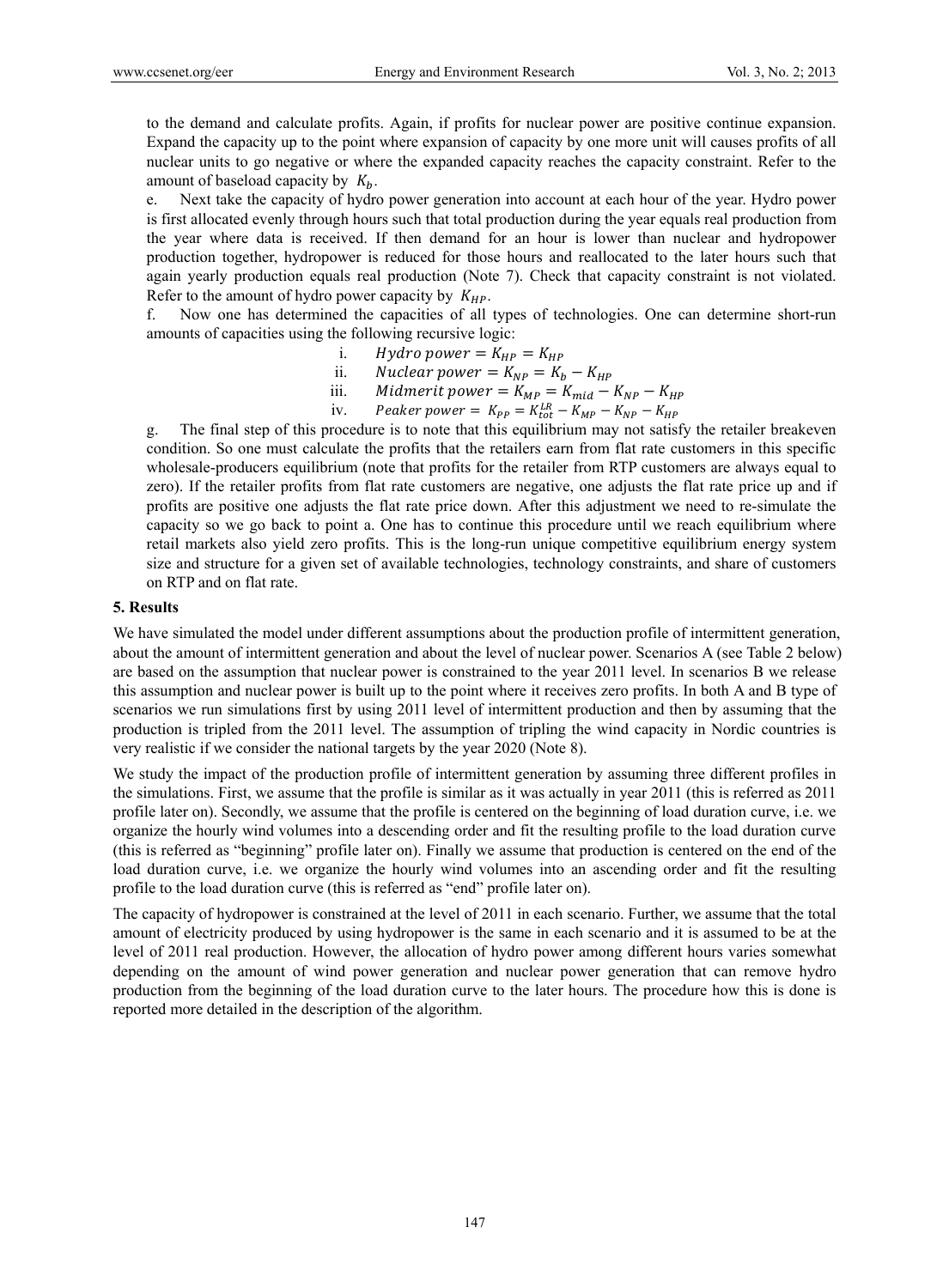to the demand and calculate profits. Again, if profits for nuclear power are positive continue expansion. Expand the capacity up to the point where expansion of capacity by one more unit will causes profits of all nuclear units to go negative or where the expanded capacity reaches the capacity constraint. Refer to the amount of baseload capacity by $K_b$.

e. Next take the capacity of hydro power generation into account at each hour of the year. Hydro power is first allocated evenly through hours such that total production during the year equals real production from the year where data is received. If then demand for an hour is lower than nuclear and hydropower production together, hydropower is reduced for those hours and reallocated to the later hours such that again yearly production equals real production (Note 7). Check that capacity constraint is not violated. Refer to the amount of hydro power capacity by $K_{HP}$.

f. Now one has determined the capacities of all types of technologies. One can determine short-run amounts of capacities using the following recursive logic:

i. $Hydro\ power = K_{HP} = K_{HP}$

ii. $Nuclear\ power = K_{NP} = K_b - K_{HP}$

iii. $Midmerit\ power = K_{MP} = K_{mid} - K_{NP} - K_{HP}$

iv. $Peaker\ power = K_{PP} = K_{tot}^{LR} - K_{MP} - K_{NP} - K_{HP}$

g. The final step of this procedure is to note that this equilibrium may not satisfy the retailer breakeven condition. So one must calculate the profits that the retailers earn from flat rate customers in this specific wholesale-producers equilibrium (note that profits for the retailer from RTP customers are always equal to zero). If the retailer profits from flat rate customers are negative, one adjusts the flat rate price up and if profits are positive one adjusts the flat rate price down. After this adjustment we need to re-simulate the capacity so we go back to point a. One has to continue this procedure until we reach equilibrium where retail markets also yield zero profits. This is the long-run unique competitive equilibrium energy system size and structure for a given set of available technologies, technology constraints, and share of customers on RTP and on flat rate.

## 5. Results

We have simulated the model under different assumptions about the production profile of intermittent generation, about the amount of intermittent generation and about the level of nuclear power. Scenarios A (see Table 2 below) are based on the assumption that nuclear power is constrained to the year 2011 level. In scenarios B we release this assumption and nuclear power is built up to the point where it receives zero profits. In both A and B type of scenarios we run simulations first by using 2011 level of intermittent production and then by assuming that the production is tripled from the 2011 level. The assumption of tripling the wind capacity in Nordic countries is very realistic if we consider the national targets by the year 2020 (Note 8).

We study the impact of the production profile of intermittent generation by assuming three different profiles in the simulations. First, we assume that the profile is similar as it was actually in year 2011 (this is referred as 2011 profile later on). Secondly, we assume that the profile is centered on the beginning of load duration curve, i.e. we organize the hourly wind volumes into a descending order and fit the resulting profile to the load duration curve (this is referred as "beginning" profile later on). Finally we assume that production is centered on the end of the load duration curve, i.e. we organize the hourly wind volumes into an ascending order and fit the resulting profile to the load duration curve (this is referred as "end" profile later on).

The capacity of hydropower is constrained at the level of 2011 in each scenario. Further, we assume that the total amount of electricity produced by using hydropower is the same in each scenario and it is assumed to be at the level of 2011 real production. However, the allocation of hydro power among different hours varies somewhat depending on the amount of wind power generation and nuclear power generation that can remove hydro production from the beginning of the load duration curve to the later hours. The procedure how this is done is reported more detailed in the description of the algorithm.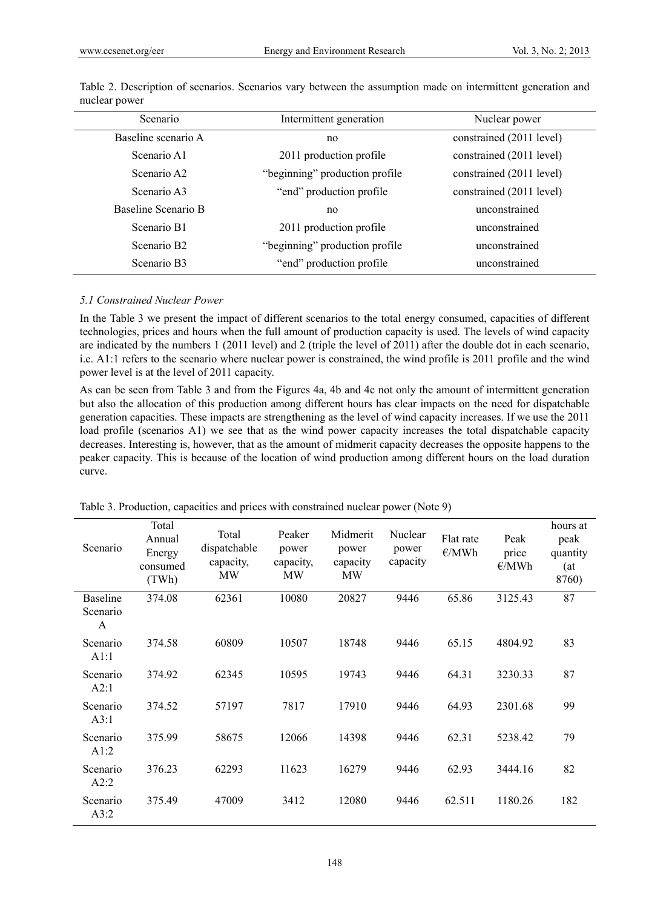Table 2. Description of scenarios. Scenarios vary between the assumption made on intermittent generation and nuclear power

| Scenario | Intermittent generation | Nuclear power |
|---|---|---|
| Baseline scenario A | no | constrained (2011 level) |
| Scenario A1 | 2011 production profile | constrained (2011 level) |
| Scenario A2 | "beginning" production profile | constrained (2011 level) |
| Scenario A3 | "end" production profile | constrained (2011 level) |
| Baseline Scenario B | no | unconstrained |
| Scenario B1 | 2011 production profile | unconstrained |
| Scenario B2 | "beginning" production profile | unconstrained |
| Scenario B3 | "end" production profile | unconstrained |

### *5.1 Constrained Nuclear Power*

In the Table 3 we present the impact of different scenarios to the total energy consumed, capacities of different technologies, prices and hours when the full amount of production capacity is used. The levels of wind capacity are indicated by the numbers 1 (2011 level) and 2 (triple the level of 2011) after the double dot in each scenario, i.e. A1:1 refers to the scenario where nuclear power is constrained, the wind profile is 2011 profile and the wind power level is at the level of 2011 capacity.

As can be seen from Table 3 and from the Figures 4a, 4b and 4c not only the amount of intermittent generation but also the allocation of this production among different hours has clear impacts on the need for dispatchable generation capacities. These impacts are strengthening as the level of wind capacity increases. If we use the 2011 load profile (scenarios A1) we see that as the wind power capacity increases the total dispatchable capacity decreases. Interesting is, however, that as the amount of midmerit capacity decreases the opposite happens to the peaker capacity. This is because of the location of wind production among different hours on the load duration curve.

Table 3. Production, capacities and prices with constrained nuclear power (Note 9)

| Scenario | Total Annual Energy consumed (TWh) | Total dispatchable capacity, MW | Peaker power capacity, MW | Midmerit power capacity MW | Nuclear power capacity | Flat rate €/MWh | Peak price €/MWh | hours at peak quantity (at 8760) |
|---|---|---|---|---|---|---|---|---|
| Baseline Scenario A | 374.08 | 62361 | 10080 | 20827 | 9446 | 65.86 | 3125.43 | 87 |
| Scenario A1:1 | 374.58 | 60809 | 10507 | 18748 | 9446 | 65.15 | 4804.92 | 83 |
| Scenario A2:1 | 374.92 | 62345 | 10595 | 19743 | 9446 | 64.31 | 3230.33 | 87 |
| Scenario A3:1 | 374.52 | 57197 | 7817 | 17910 | 9446 | 64.93 | 2301.68 | 99 |
| Scenario A1:2 | 375.99 | 58675 | 12066 | 14398 | 9446 | 62.31 | 5238.42 | 79 |
| Scenario A2:2 | 376.23 | 62293 | 11623 | 16279 | 9446 | 62.93 | 3444.16 | 82 |
| Scenario A3:2 | 375.49 | 47009 | 3412 | 12080 | 9446 | 62.511 | 1180.26 | 182 |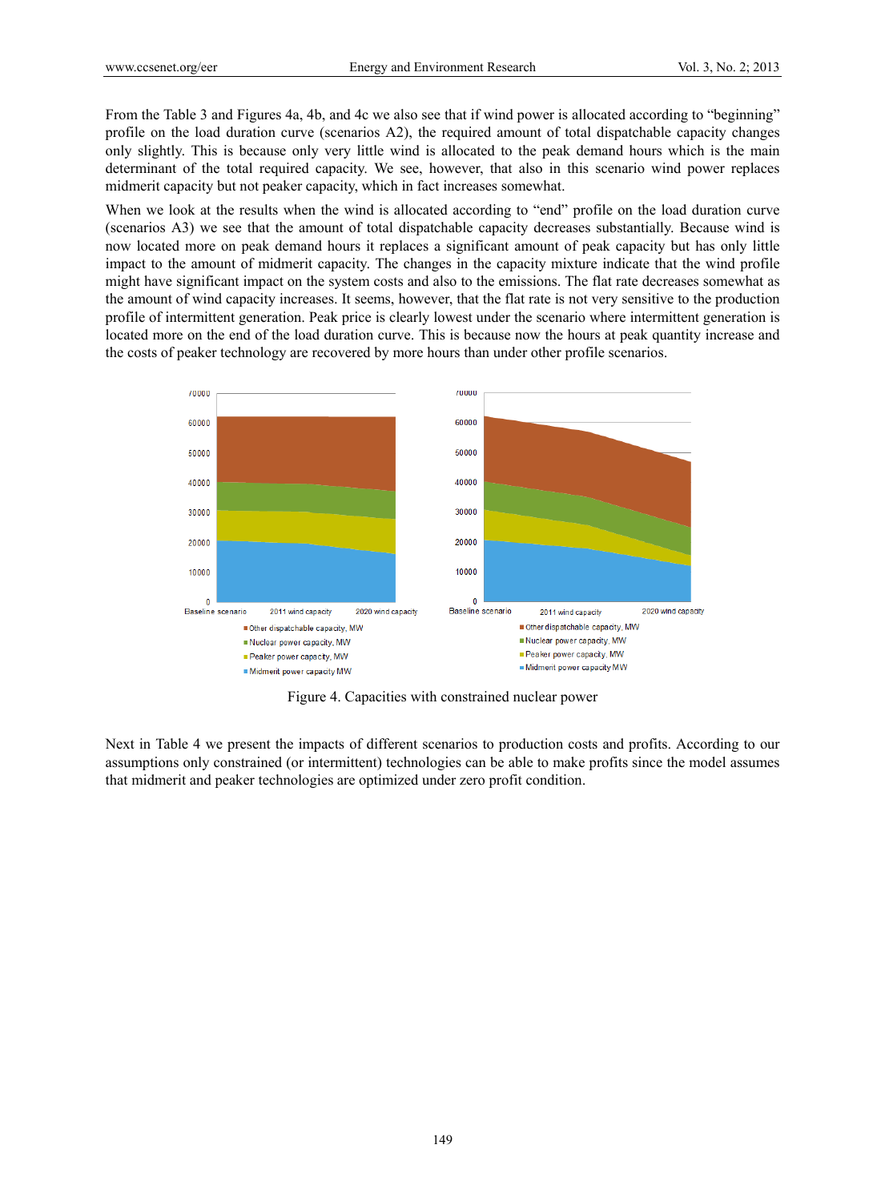From the Table 3 and Figures 4a, 4b, and 4c we also see that if wind power is allocated according to “beginning” profile on the load duration curve (scenarios A2), the required amount of total dispatchable capacity changes only slightly. This is because only very little wind is allocated to the peak demand hours which is the main determinant of the total required capacity. We see, however, that also in this scenario wind power replaces midmerit capacity but not peaker capacity, which in fact increases somewhat.

When we look at the results when the wind is allocated according to “end” profile on the load duration curve (scenarios A3) we see that the amount of total dispatchable capacity decreases substantially. Because wind is now located more on peak demand hours it replaces a significant amount of peak capacity but has only little impact to the amount of midmerit capacity. The changes in the capacity mixture indicate that the wind profile might have significant impact on the system costs and also to the emissions. The flat rate decreases somewhat as the amount of wind capacity increases. It seems, however, that the flat rate is not very sensitive to the production profile of intermittent generation. Peak price is clearly lowest under the scenario where intermittent generation is located more on the end of the load duration curve. This is because now the hours at peak quantity increase and the costs of peaker technology are recovered by more hours than under other profile scenarios.

Figure 4. Capacities with constrained nuclear power

Next in Table 4 we present the impacts of different scenarios to production costs and profits. According to our assumptions only constrained (or intermittent) technologies can be able to make profits since the model assumes that midmerit and peaker technologies are optimized under zero profit condition.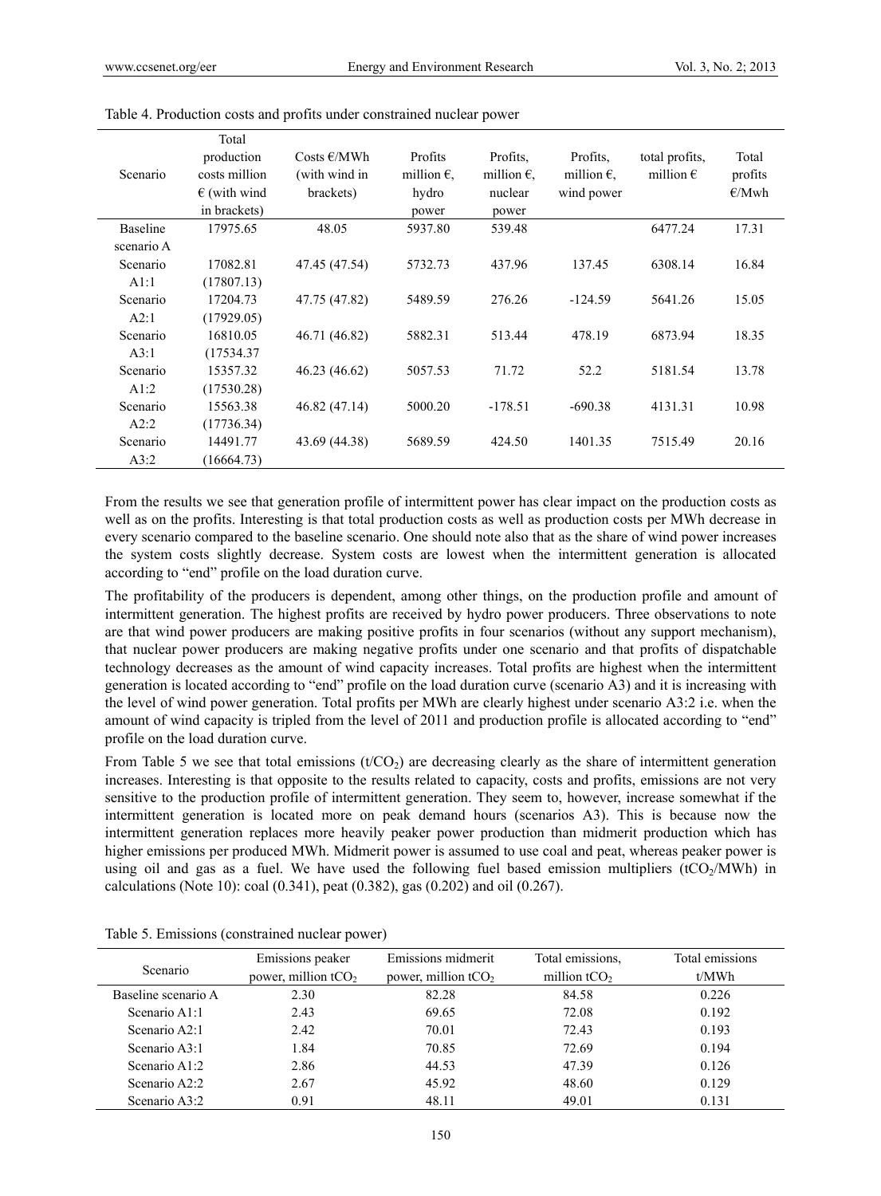Table 4. Production costs and profits under constrained nuclear power

| Scenario | Total production costs million € (with wind in brackets) | Costs €/MWh (with wind in brackets) | Profits million €, hydro power | Profits, million €, nuclear power | Profits, million €, wind power | total profits, million € | Total profits €/Mwh |
|---|---|---|---|---|---|---|---|
| Baseline scenario A | 17975.65 | 48.05 | 5937.80 | 539.48 | | 6477.24 | 17.31 |
| Scenario A1:1 | 17082.81 (17807.13) | 47.45 (47.54) | 5732.73 | 437.96 | 137.45 | 6308.14 | 16.84 |
| Scenario A2:1 | 17204.73 (17929.05) | 47.75 (47.82) | 5489.59 | 276.26 | -124.59 | 5641.26 | 15.05 |
| Scenario A3:1 | 16810.05 (17534.37 | 46.71 (46.82) | 5882.31 | 513.44 | 478.19 | 6873.94 | 18.35 |
| Scenario A1:2 | 15357.32 (17530.28) | 46.23 (46.62) | 5057.53 | 71.72 | 52.2 | 5181.54 | 13.78 |
| Scenario A2:2 | 15563.38 (17736.34) | 46.82 (47.14) | 5000.20 | -178.51 | -690.38 | 4131.31 | 10.98 |
| Scenario A3:2 | 14491.77 (16664.73) | 43.69 (44.38) | 5689.59 | 424.50 | 1401.35 | 7515.49 | 20.16 |

From the results we see that generation profile of intermittent power has clear impact on the production costs as well as on the profits. Interesting is that total production costs as well as production costs per MWh decrease in every scenario compared to the baseline scenario. One should note also that as the share of wind power increases the system costs slightly decrease. System costs are lowest when the intermittent generation is allocated according to "end" profile on the load duration curve.

The profitability of the producers is dependent, among other things, on the production profile and amount of intermittent generation. The highest profits are received by hydro power producers. Three observations to note are that wind power producers are making positive profits in four scenarios (without any support mechanism), that nuclear power producers are making negative profits under one scenario and that profits of dispatchable technology decreases as the amount of wind capacity increases. Total profits are highest when the intermittent generation is located according to "end" profile on the load duration curve (scenario A3) and it is increasing with the level of wind power generation. Total profits per MWh are clearly highest under scenario A3:2 i.e. when the amount of wind capacity is tripled from the level of 2011 and production profile is allocated according to "end" profile on the load duration curve.

From Table 5 we see that total emissions ($t/CO_2$) are decreasing clearly as the share of intermittent generation increases. Interesting is that opposite to the results related to capacity, costs and profits, emissions are not very sensitive to the production profile of intermittent generation. They seem to, however, increase somewhat if the intermittent generation is located more on peak demand hours (scenarios A3). This is because now the intermittent generation replaces more heavily peaker power production than midmerit production which has higher emissions per produced MWh. Midmerit power is assumed to use coal and peat, whereas peaker power is using oil and gas as a fuel. We have used the following fuel based emission multipliers ($tCO_2$/MWh) in calculations (Note 10): coal (0.341), peat (0.382), gas (0.202) and oil (0.267).

Table 5. Emissions (constrained nuclear power)

| Scenario | Emissions peaker power, million $tCO_2$ | Emissions midmerit power, million $tCO_2$ | Total emissions, million $tCO_2$ | Total emissions t/MWh |
|---|---|---|---|---|
| Baseline scenario A | 2.30 | 82.28 | 84.58 | 0.226 |
| Scenario A1:1 | 2.43 | 69.65 | 72.08 | 0.192 |
| Scenario A2:1 | 2.42 | 70.01 | 72.43 | 0.193 |
| Scenario A3:1 | 1.84 | 70.85 | 72.69 | 0.194 |
| Scenario A1:2 | 2.86 | 44.53 | 47.39 | 0.126 |
| Scenario A2:2 | 2.67 | 45.92 | 48.60 | 0.129 |
| Scenario A3:2 | 0.91 | 48.11 | 49.01 | 0.131 |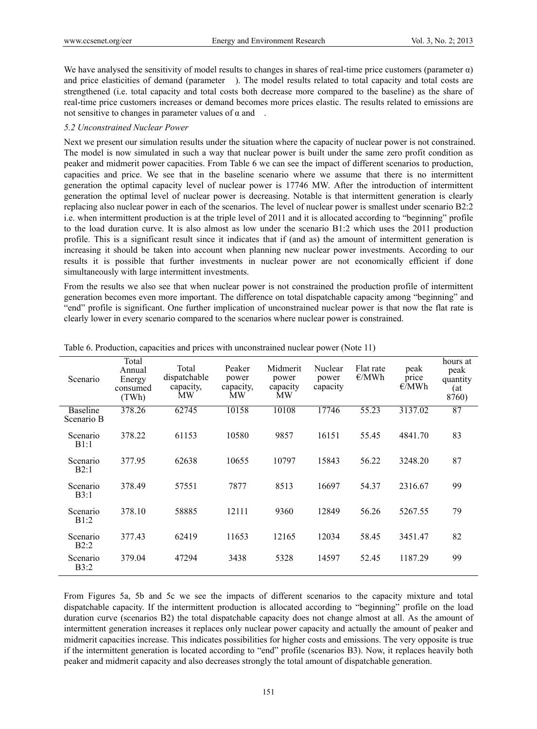We have analysed the sensitivity of model results to changes in shares of real-time price customers (parameter α) and price elasticities of demand (parameter ). The model results related to total capacity and total costs are strengthened (i.e. total capacity and total costs both decrease more compared to the baseline) as the share of real-time price customers increases or demand becomes more prices elastic. The results related to emissions are not sensitive to changes in parameter values of α and .

### *5.2 Unconstrained Nuclear Power*

Next we present our simulation results under the situation where the capacity of nuclear power is not constrained. The model is now simulated in such a way that nuclear power is built under the same zero profit condition as peaker and midmerit power capacities. From Table 6 we can see the impact of different scenarios to production, capacities and price. We see that in the baseline scenario where we assume that there is no intermittent generation the optimal capacity level of nuclear power is 17746 MW. After the introduction of intermittent generation the optimal level of nuclear power is decreasing. Notable is that intermittent generation is clearly replacing also nuclear power in each of the scenarios. The level of nuclear power is smallest under scenario B2:2 i.e. when intermittent production is at the triple level of 2011 and it is allocated according to "beginning" profile to the load duration curve. It is also almost as low under the scenario B1:2 which uses the 2011 production profile. This is a significant result since it indicates that if (and as) the amount of intermittent generation is increasing it should be taken into account when planning new nuclear power investments. According to our results it is possible that further investments in nuclear power are not economically efficient if done simultaneously with large intermittent investments.

From the results we also see that when nuclear power is not constrained the production profile of intermittent generation becomes even more important. The difference on total dispatchable capacity among "beginning" and "end" profile is significant. One further implication of unconstrained nuclear power is that now the flat rate is clearly lower in every scenario compared to the scenarios where nuclear power is constrained.

Table 6. Production, capacities and prices with unconstrained nuclear power (Note 11)

| Scenario | Total Annual Energy consumed (TWh) | Total dispatchable capacity, MW | Peaker power capacity, MW | Midmerit power capacity MW | Nuclear power capacity | Flat rate €/MWh | peak price €/MWh | hours at peak quantity (at 8760) |
|---|---|---|---|---|---|---|---|---|
| Baseline Scenario B | 378.26 | 62745 | 10158 | 10108 | 17746 | 55.23 | 3137.02 | 87 |
| Scenario B1:1 | 378.22 | 61153 | 10580 | 9857 | 16151 | 55.45 | 4841.70 | 83 |
| Scenario B2:1 | 377.95 | 62638 | 10655 | 10797 | 15843 | 56.22 | 3248.20 | 87 |
| Scenario B3:1 | 378.49 | 57551 | 7877 | 8513 | 16697 | 54.37 | 2316.67 | 99 |
| Scenario B1:2 | 378.10 | 58885 | 12111 | 9360 | 12849 | 56.26 | 5267.55 | 79 |
| Scenario B2:2 | 377.43 | 62419 | 11653 | 12165 | 12034 | 58.45 | 3451.47 | 82 |
| Scenario B3:2 | 379.04 | 47294 | 3438 | 5328 | 14597 | 52.45 | 1187.29 | 99 |

From Figures 5a, 5b and 5c we see the impacts of different scenarios to the capacity mixture and total dispatchable capacity. If the intermittent production is allocated according to "beginning" profile on the load duration curve (scenarios B2) the total dispatchable capacity does not change almost at all. As the amount of intermittent generation increases it replaces only nuclear power capacity and actually the amount of peaker and midmerit capacities increase. This indicates possibilities for higher costs and emissions. The very opposite is true if the intermittent generation is located according to "end" profile (scenarios B3). Now, it replaces heavily both peaker and midmerit capacity and also decreases strongly the total amount of dispatchable generation.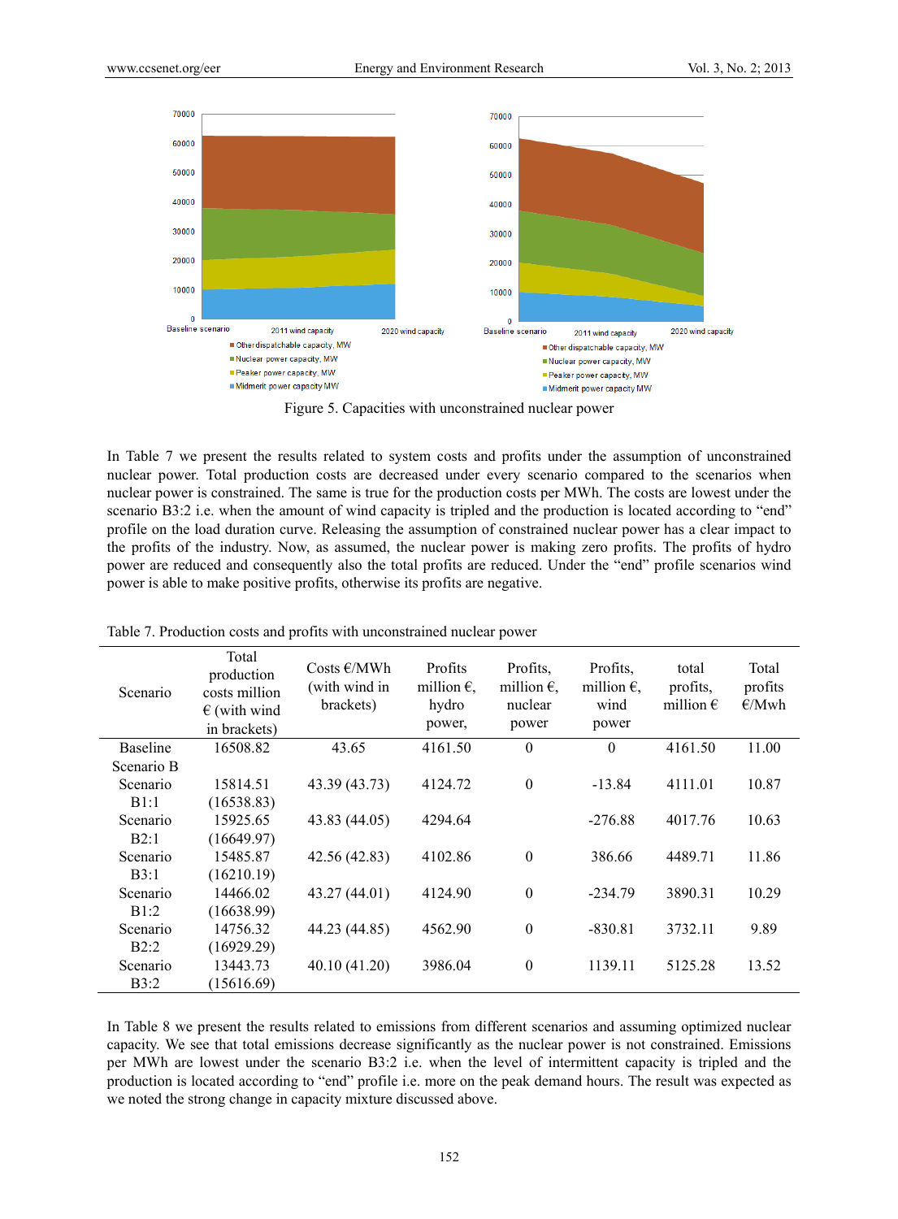Figure 5. Capacities with unconstrained nuclear power

In Table 7 we present the results related to system costs and profits under the assumption of unconstrained nuclear power. Total production costs are decreased under every scenario compared to the scenarios when nuclear power is constrained. The same is true for the production costs per MWh. The costs are lowest under the scenario B3:2 i.e. when the amount of wind capacity is tripled and the production is located according to "end" profile on the load duration curve. Releasing the assumption of constrained nuclear power has a clear impact to the profits of the industry. Now, as assumed, the nuclear power is making zero profits. The profits of hydro power are reduced and consequently also the total profits are reduced. Under the "end" profile scenarios wind power is able to make positive profits, otherwise its profits are negative.

Table 7. Production costs and profits with unconstrained nuclear power

| Scenario | Total production costs million € (with wind in brackets) | Costs €/MWh (with wind in brackets) | Profits million €, hydro power, | Profits, million €, nuclear power | Profits, million €, wind power | total profits, million € | Total profits €/Mwh |
|---|---|---|---|---|---|---|---|
| Baseline Scenario B | 16508.82 | 43.65 | 4161.50 | 0 | 0 | 4161.50 | 11.00 |
| Scenario B1:1 | 15814.51 (16538.83) | 43.39 (43.73) | 4124.72 | 0 | -13.84 | 4111.01 | 10.87 |
| Scenario B2:1 | 15925.65 (16649.97) | 43.83 (44.05) | 4294.64 | | -276.88 | 4017.76 | 10.63 |
| Scenario B3:1 | 15485.87 (16210.19) | 42.56 (42.83) | 4102.86 | 0 | 386.66 | 4489.71 | 11.86 |
| Scenario B1:2 | 14466.02 (16638.99) | 43.27 (44.01) | 4124.90 | 0 | -234.79 | 3890.31 | 10.29 |
| Scenario B2:2 | 14756.32 (16929.29) | 44.23 (44.85) | 4562.90 | 0 | -830.81 | 3732.11 | 9.89 |
| Scenario B3:2 | 13443.73 (15616.69) | 40.10 (41.20) | 3986.04 | 0 | 1139.11 | 5125.28 | 13.52 |

In Table 8 we present the results related to emissions from different scenarios and assuming optimized nuclear capacity. We see that total emissions decrease significantly as the nuclear power is not constrained. Emissions per MWh are lowest under the scenario B3:2 i.e. when the level of intermittent capacity is tripled and the production is located according to "end" profile i.e. more on the peak demand hours. The result was expected as we noted the strong change in capacity mixture discussed above.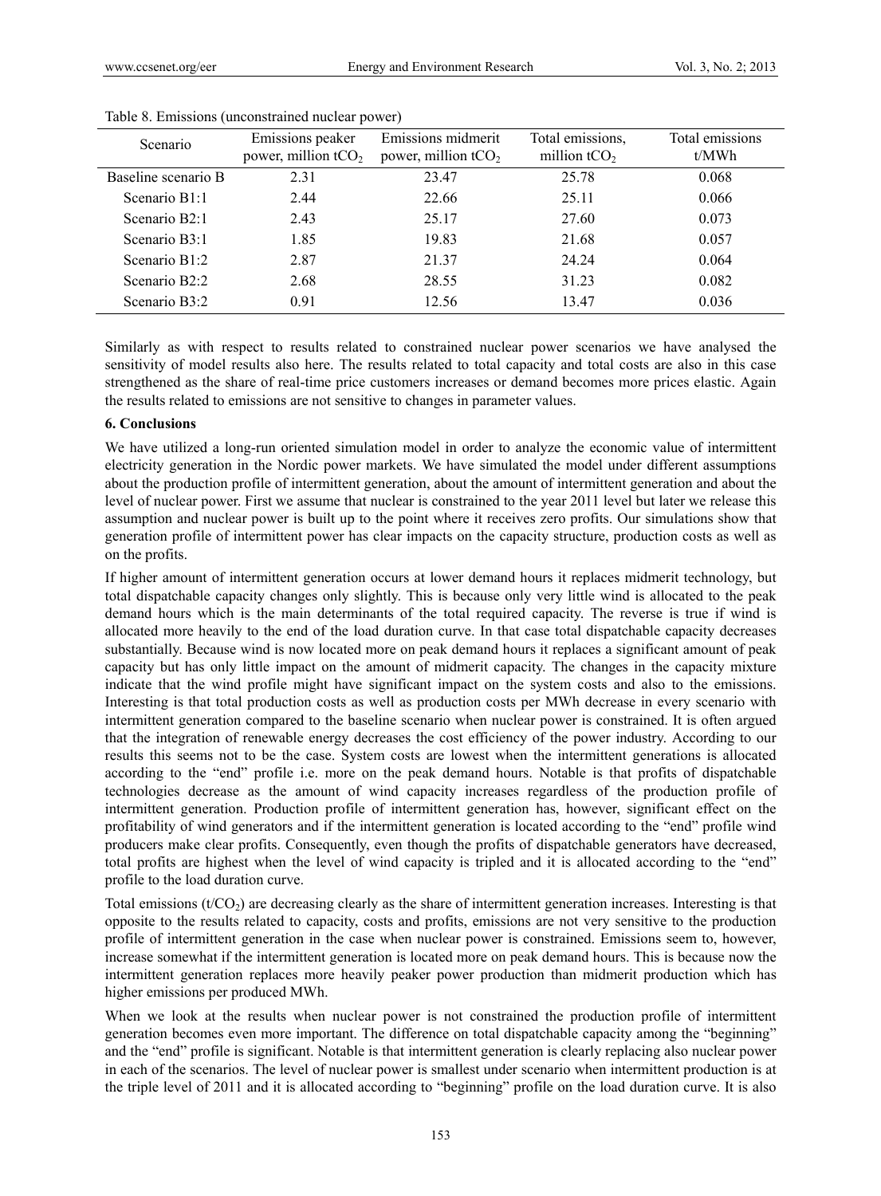Table 8. Emissions (unconstrained nuclear power)

| Scenario | Emissions peaker power, million $tCO_2$ | Emissions midmerit power, million $tCO_2$ | Total emissions, million $tCO_2$ | Total emissions t/MWh |
|---|---|---|---|---|
| Baseline scenario B | 2.31 | 23.47 | 25.78 | 0.068 |
| Scenario B1:1 | 2.44 | 22.66 | 25.11 | 0.066 |
| Scenario B2:1 | 2.43 | 25.17 | 27.60 | 0.073 |
| Scenario B3:1 | 1.85 | 19.83 | 21.68 | 0.057 |
| Scenario B1:2 | 2.87 | 21.37 | 24.24 | 0.064 |
| Scenario B2:2 | 2.68 | 28.55 | 31.23 | 0.082 |
| Scenario B3:2 | 0.91 | 12.56 | 13.47 | 0.036 |

Similarly as with respect to results related to constrained nuclear power scenarios we have analysed the sensitivity of model results also here. The results related to total capacity and total costs are also in this case strengthened as the share of real-time price customers increases or demand becomes more prices elastic. Again the results related to emissions are not sensitive to changes in parameter values.

## 6. Conclusions

We have utilized a long-run oriented simulation model in order to analyze the economic value of intermittent electricity generation in the Nordic power markets. We have simulated the model under different assumptions about the production profile of intermittent generation, about the amount of intermittent generation and about the level of nuclear power. First we assume that nuclear is constrained to the year 2011 level but later we release this assumption and nuclear power is built up to the point where it receives zero profits. Our simulations show that generation profile of intermittent power has clear impacts on the capacity structure, production costs as well as on the profits.

If higher amount of intermittent generation occurs at lower demand hours it replaces midmerit technology, but total dispatchable capacity changes only slightly. This is because only very little wind is allocated to the peak demand hours which is the main determinants of the total required capacity. The reverse is true if wind is allocated more heavily to the end of the load duration curve. In that case total dispatchable capacity decreases substantially. Because wind is now located more on peak demand hours it replaces a significant amount of peak capacity but has only little impact on the amount of midmerit capacity. The changes in the capacity mixture indicate that the wind profile might have significant impact on the system costs and also to the emissions. Interesting is that total production costs as well as production costs per MWh decrease in every scenario with intermittent generation compared to the baseline scenario when nuclear power is constrained. It is often argued that the integration of renewable energy decreases the cost efficiency of the power industry. According to our results this seems not to be the case. System costs are lowest when the intermittent generations is allocated according to the "end" profile i.e. more on the peak demand hours. Notable is that profits of dispatchable technologies decrease as the amount of wind capacity increases regardless of the production profile of intermittent generation. Production profile of intermittent generation has, however, significant effect on the profitability of wind generators and if the intermittent generation is located according to the "end" profile wind producers make clear profits. Consequently, even though the profits of dispatchable generators have decreased, total profits are highest when the level of wind capacity is tripled and it is allocated according to the "end" profile to the load duration curve.

Total emissions ($t/CO_2$) are decreasing clearly as the share of intermittent generation increases. Interesting is that opposite to the results related to capacity, costs and profits, emissions are not very sensitive to the production profile of intermittent generation in the case when nuclear power is constrained. Emissions seem to, however, increase somewhat if the intermittent generation is located more on peak demand hours. This is because now the intermittent generation replaces more heavily peaker power production than midmerit production which has higher emissions per produced MWh.

When we look at the results when nuclear power is not constrained the production profile of intermittent generation becomes even more important. The difference on total dispatchable capacity among the "beginning" and the "end" profile is significant. Notable is that intermittent generation is clearly replacing also nuclear power in each of the scenarios. The level of nuclear power is smallest under scenario when intermittent production is at the triple level of 2011 and it is allocated according to "beginning" profile on the load duration curve. It is also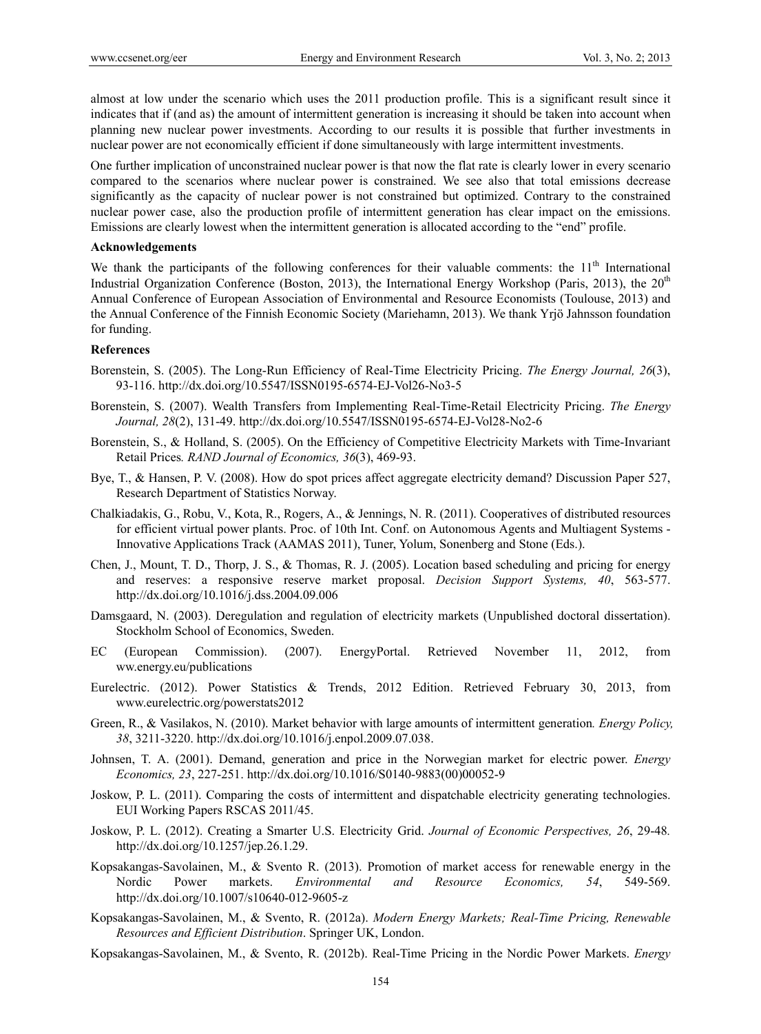almost at low under the scenario which uses the 2011 production profile. This is a significant result since it indicates that if (and as) the amount of intermittent generation is increasing it should be taken into account when planning new nuclear power investments. According to our results it is possible that further investments in nuclear power are not economically efficient if done simultaneously with large intermittent investments.

One further implication of unconstrained nuclear power is that now the flat rate is clearly lower in every scenario compared to the scenarios where nuclear power is constrained. We see also that total emissions decrease significantly as the capacity of nuclear power is not constrained but optimized. Contrary to the constrained nuclear power case, also the production profile of intermittent generation has clear impact on the emissions. Emissions are clearly lowest when the intermittent generation is allocated according to the "end" profile.

## Acknowledgements

We thank the participants of the following conferences for their valuable comments: the 11th International Industrial Organization Conference (Boston, 2013), the International Energy Workshop (Paris, 2013), the 20th Annual Conference of European Association of Environmental and Resource Economists (Toulouse, 2013) and the Annual Conference of the Finnish Economic Society (Mariehamn, 2013). We thank Yrjö Jahnsson foundation for funding.

## References

Borenstein, S. (2005). The Long-Run Efficiency of Real-Time Electricity Pricing. *The Energy Journal, 26*(3), 93-116. http://dx.doi.org/10.5547/ISSN0195-6574-EJ-Vol26-No3-5

Borenstein, S. (2007). Wealth Transfers from Implementing Real-Time-Retail Electricity Pricing. *The Energy Journal, 28*(2), 131-49. http://dx.doi.org/10.5547/ISSN0195-6574-EJ-Vol28-No2-6

Borenstein, S., & Holland, S. (2005). On the Efficiency of Competitive Electricity Markets with Time-Invariant Retail Prices*. RAND Journal of Economics, 36*(3), 469-93.

Bye, T., & Hansen, P. V. (2008). How do spot prices affect aggregate electricity demand? Discussion Paper 527, Research Department of Statistics Norway.

Chalkiadakis, G., Robu, V., Kota, R., Rogers, A., & Jennings, N. R. (2011). Cooperatives of distributed resources for efficient virtual power plants. Proc. of 10th Int. Conf. on Autonomous Agents and Multiagent Systems - Innovative Applications Track (AAMAS 2011), Tuner, Yolum, Sonenberg and Stone (Eds.).

Chen, J., Mount, T. D., Thorp, J. S., & Thomas, R. J. (2005). Location based scheduling and pricing for energy and reserves: a responsive reserve market proposal. *Decision Support Systems, 40*, 563-577. http://dx.doi.org/10.1016/j.dss.2004.09.006

Damsgaard, N. (2003). Deregulation and regulation of electricity markets (Unpublished doctoral dissertation). Stockholm School of Economics, Sweden.

EC (European Commission). (2007). EnergyPortal. Retrieved November 11, 2012, from ww.energy.eu/publications

Eurelectric. (2012). Power Statistics & Trends, 2012 Edition. Retrieved February 30, 2013, from www.eurelectric.org/powerstats2012

Green, R., & Vasilakos, N. (2010). Market behavior with large amounts of intermittent generation*. Energy Policy, 38*, 3211-3220. http://dx.doi.org/10.1016/j.enpol.2009.07.038.

Johnsen, T. A. (2001). Demand, generation and price in the Norwegian market for electric power. *Energy Economics, 23*, 227-251. http://dx.doi.org/10.1016/S0140-9883(00)00052-9

Joskow, P. L. (2011). Comparing the costs of intermittent and dispatchable electricity generating technologies. EUI Working Papers RSCAS 2011/45.

Joskow, P. L. (2012). Creating a Smarter U.S. Electricity Grid. *Journal of Economic Perspectives, 26*, 29-48*.* http://dx.doi.org/10.1257/jep.26.1.29.

Kopsakangas-Savolainen, M., & Svento R. (2013). Promotion of market access for renewable energy in the Nordic Power markets. *Environmental and Resource Economics, 54*, 549-569. http://dx.doi.org/10.1007/s10640-012-9605-z

Kopsakangas-Savolainen, M., & Svento, R. (2012a). *Modern Energy Markets; Real-Time Pricing, Renewable Resources and Efficient Distribution*. Springer UK, London.

Kopsakangas-Savolainen, M., & Svento, R. (2012b). Real-Time Pricing in the Nordic Power Markets. *Energy*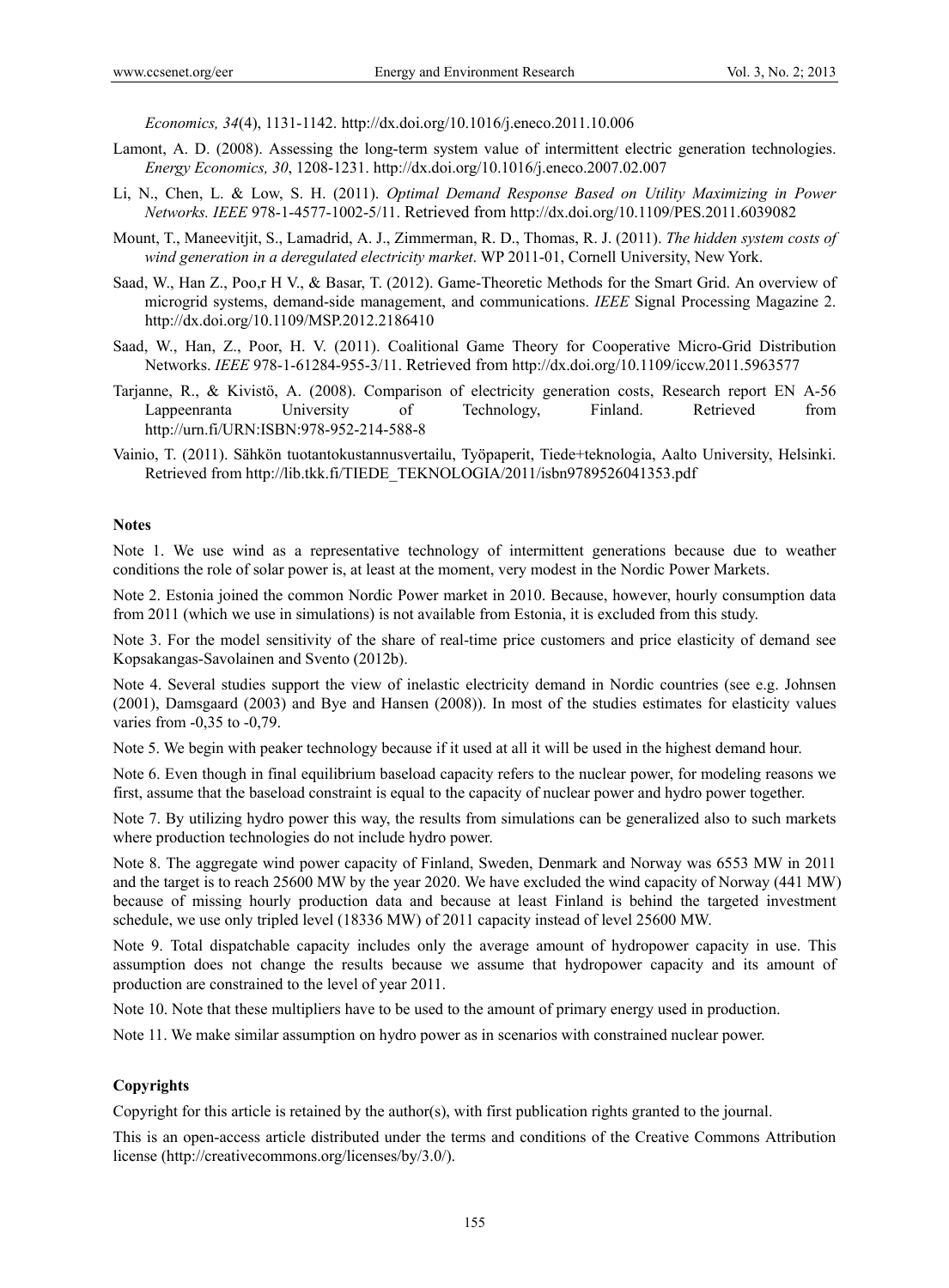*Economics, 34*(4), 1131-1142. http://dx.doi.org/10.1016/j.eneco.2011.10.006

Lamont, A. D. (2008). Assessing the long-term system value of intermittent electric generation technologies. *Energy Economics, 30*, 1208-1231. http://dx.doi.org/10.1016/j.eneco.2007.02.007

Li, N., Chen, L. & Low, S. H. (2011). *Optimal Demand Response Based on Utility Maximizing in Power Networks. IEEE* 978-1-4577-1002-5/11. Retrieved from http://dx.doi.org/10.1109/PES.2011.6039082

Mount, T., Maneevitjit, S., Lamadrid, A. J., Zimmerman, R. D., Thomas, R. J. (2011). *The hidden system costs of wind generation in a deregulated electricity market*. WP 2011-01, Cornell University, New York.

Saad, W., Han Z., Poo,r H V., & Basar, T. (2012). Game-Theoretic Methods for the Smart Grid. An overview of microgrid systems, demand-side management, and communications. *IEEE* Signal Processing Magazine 2. http://dx.doi.org/10.1109/MSP.2012.2186410

Saad, W., Han, Z., Poor, H. V. (2011). Coalitional Game Theory for Cooperative Micro-Grid Distribution Networks. *IEEE* 978-1-61284-955-3/11. Retrieved from http://dx.doi.org/10.1109/iccw.2011.5963577

Tarjanne, R., & Kivistö, A. (2008). Comparison of electricity generation costs, Research report EN A-56 Lappeenranta University of Technology, Finland. Retrieved from http://urn.fi/URN:ISBN:978-952-214-588-8

Vainio, T. (2011). Sähkön tuotantokustannusvertailu, Työpaperit, Tiede+teknologia, Aalto University, Helsinki. Retrieved from http://lib.tkk.fi/TIEDE_TEKNOLOGIA/2011/isbn9789526041353.pdf

## Notes

Note 1. We use wind as a representative technology of intermittent generations because due to weather conditions the role of solar power is, at least at the moment, very modest in the Nordic Power Markets.

Note 2. Estonia joined the common Nordic Power market in 2010. Because, however, hourly consumption data from 2011 (which we use in simulations) is not available from Estonia, it is excluded from this study.

Note 3. For the model sensitivity of the share of real-time price customers and price elasticity of demand see Kopsakangas-Savolainen and Svento (2012b).

Note 4. Several studies support the view of inelastic electricity demand in Nordic countries (see e.g. Johnsen (2001), Damsgaard (2003) and Bye and Hansen (2008)). In most of the studies estimates for elasticity values varies from -0,35 to -0,79.

Note 5. We begin with peaker technology because if it used at all it will be used in the highest demand hour.

Note 6. Even though in final equilibrium baseload capacity refers to the nuclear power, for modeling reasons we first, assume that the baseload constraint is equal to the capacity of nuclear power and hydro power together.

Note 7. By utilizing hydro power this way, the results from simulations can be generalized also to such markets where production technologies do not include hydro power.

Note 8. The aggregate wind power capacity of Finland, Sweden, Denmark and Norway was 6553 MW in 2011 and the target is to reach 25600 MW by the year 2020. We have excluded the wind capacity of Norway (441 MW) because of missing hourly production data and because at least Finland is behind the targeted investment schedule, we use only tripled level (18336 MW) of 2011 capacity instead of level 25600 MW.

Note 9. Total dispatchable capacity includes only the average amount of hydropower capacity in use. This assumption does not change the results because we assume that hydropower capacity and its amount of production are constrained to the level of year 2011.

Note 10. Note that these multipliers have to be used to the amount of primary energy used in production.

Note 11. We make similar assumption on hydro power as in scenarios with constrained nuclear power.

## Copyrights

Copyright for this article is retained by the author(s), with first publication rights granted to the journal.

This is an open-access article distributed under the terms and conditions of the Creative Commons Attribution license (http://creativecommons.org/licenses/by/3.0/).